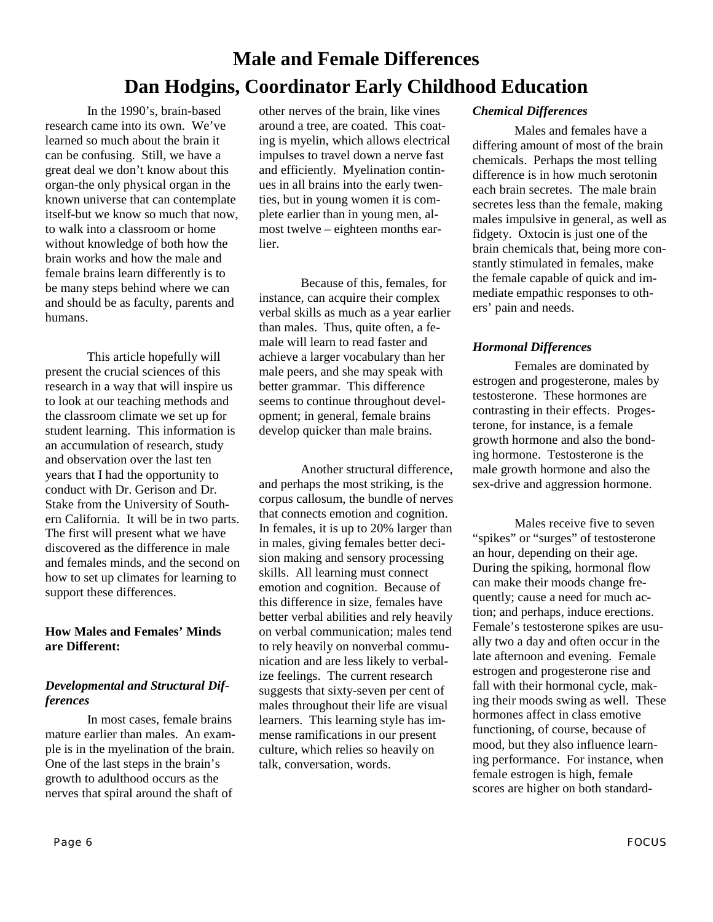# Male and Female Differences

# Dan Hodgins, Coordinator Early Childhood Education

In the 1990's, brain-based research came into its own. We've learned so much about the brain it can be confusing. Still, we have a great deal we don't know about this organ-the only physical organ in the known universe that can contemplate itself-but we know so much that now, to walk into a classroom or home without knowledge of both how the brain works and how the male and female brains learn differently is to be many steps behind where we can and should be as faculty, parents and humans.

This article hopefully will present the crucial sciences of this research in a way that will inspire us to look at our teaching methods and the classroom climate we set up for student learning. This information is an accumulation of research, study and observation over the last ten years that I had the opportunity to conduct with Dr. Gerison and Dr. Stake from the University of Southern California. It will be in two parts. The first will present what we have discovered as the difference in male and females minds, and the second on how to set up climates for learning to support these differences.

**How Males and Females' Minds are Different:**

***Developmental and Structural Differences***

In most cases, female brains mature earlier than males. An example is in the myelination of the brain. One of the last steps in the brain's growth to adulthood occurs as the nerves that spiral around the shaft of other nerves of the brain, like vines around a tree, are coated. This coating is myelin, which allows electrical impulses to travel down a nerve fast and efficiently. Myelination continues in all brains into the early twenties, but in young women it is complete earlier than in young men, almost twelve – eighteen months earlier.

Because of this, females, for instance, can acquire their complex verbal skills as much as a year earlier than males. Thus, quite often, a female will learn to read faster and achieve a larger vocabulary than her male peers, and she may speak with better grammar. This difference seems to continue throughout development; in general, female brains develop quicker than male brains.

Another structural difference, and perhaps the most striking, is the corpus callosum, the bundle of nerves that connects emotion and cognition. In females, it is up to 20% larger than in males, giving females better decision making and sensory processing skills. All learning must connect emotion and cognition. Because of this difference in size, females have better verbal abilities and rely heavily on verbal communication; males tend to rely heavily on nonverbal communication and are less likely to verbalize feelings. The current research suggests that sixty-seven per cent of males throughout their life are visual learners. This learning style has immense ramifications in our present culture, which relies so heavily on talk, conversation, words.

***Chemical Differences***

Males and females have a differing amount of most of the brain chemicals. Perhaps the most telling difference is in how much serotonin each brain secretes. The male brain secretes less than the female, making males impulsive in general, as well as fidgety. Oxtocin is just one of the brain chemicals that, being more constantly stimulated in females, make the female capable of quick and immediate empathic responses to others' pain and needs.

***Hormonal Differences***

Females are dominated by estrogen and progesterone, males by testosterone. These hormones are contrasting in their effects. Progesterone, for instance, is a female growth hormone and also the bonding hormone. Testosterone is the male growth hormone and also the sex-drive and aggression hormone.

Males receive five to seven "spikes" or "surges" of testosterone an hour, depending on their age. During the spiking, hormonal flow can make their moods change frequently; cause a need for much action; and perhaps, induce erections. Female's testosterone spikes are usually two a day and often occur in the late afternoon and evening. Female estrogen and progesterone rise and fall with their hormonal cycle, making their moods swing as well. These hormones affect in class emotive functioning, of course, because of mood, but they also influence learning performance. For instance, when female estrogen is high, female scores are higher on both standard-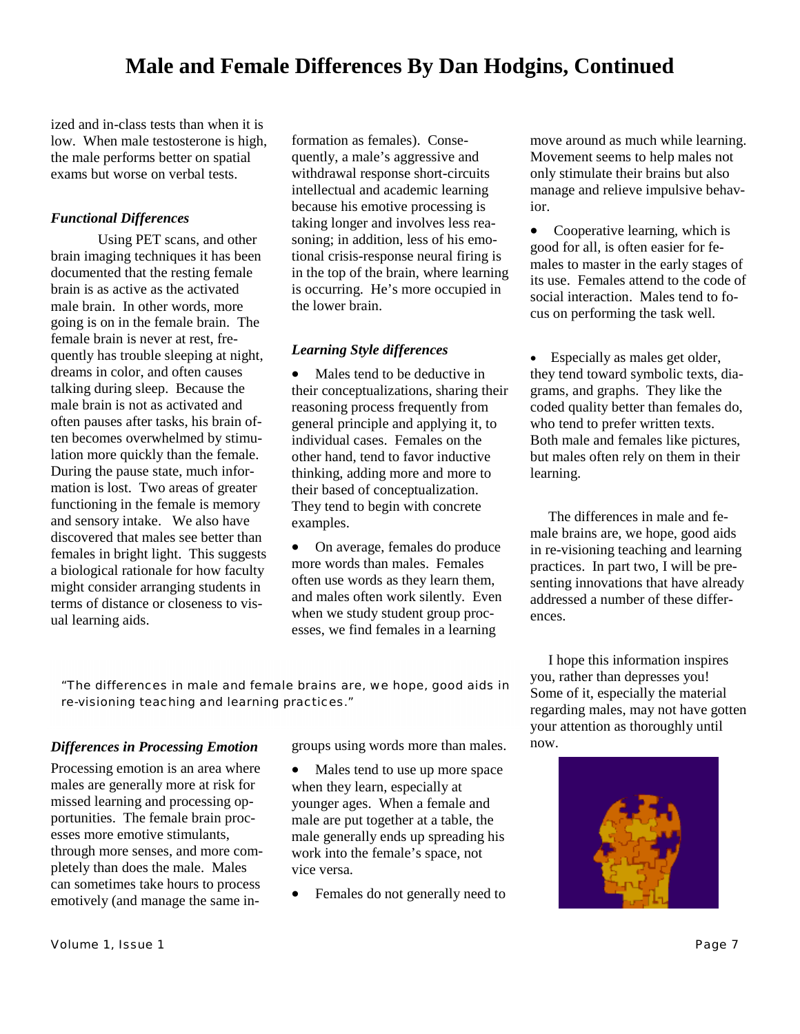# Male and Female Differences By Dan Hodgins, Continued

ized and in-class tests than when it is low. When male testosterone is high, the male performs better on spatial exams but worse on verbal tests.

### *Functional Differences*

Using PET scans, and other brain imaging techniques it has been documented that the resting female brain is as active as the activated male brain. In other words, more going is on in the female brain. The female brain is never at rest, frequently has trouble sleeping at night, dreams in color, and often causes talking during sleep. Because the male brain is not as activated and often pauses after tasks, his brain often becomes overwhelmed by stimulation more quickly than the female. During the pause state, much information is lost. Two areas of greater functioning in the female is memory and sensory intake. We also have discovered that males see better than females in bright light. This suggests a biological rationale for how faculty might consider arranging students in terms of distance or closeness to visual learning aids.

> "The differences in male and female brains are, we hope, good aids in re-visioning teaching and learning practices."

### *Differences in Processing Emotion*

Processing emotion is an area where males are generally more at risk for missed learning and processing opportunities. The female brain processes more emotive stimulants, through more senses, and more completely than does the male. Males can sometimes take hours to process emotively (and manage the same information as females). Consequently, a male's aggressive and withdrawal response short-circuits intellectual and academic learning because his emotive processing is taking longer and involves less reasoning; in addition, less of his emotional crisis-response neural firing is in the top of the brain, where learning is occurring. He's more occupied in the lower brain.

### *Learning Style differences*

- Males tend to be deductive in their conceptualizations, sharing their reasoning process frequently from general principle and applying it, to individual cases. Females on the other hand, tend to favor inductive thinking, adding more and more to their based of conceptualization. They tend to begin with concrete examples.
- On average, females do produce more words than males. Females often use words as they learn them, and males often work silently. Even when we study student group processes, we find females in a learning groups using words more than males.
- Males tend to use up more space when they learn, especially at younger ages. When a female and male are put together at a table, the male generally ends up spreading his work into the female's space, not vice versa.
- Females do not generally need to move around as much while learning. Movement seems to help males not only stimulate their brains but also manage and relieve impulsive behavior.
- Cooperative learning, which is good for all, is often easier for females to master in the early stages of its use. Females attend to the code of social interaction. Males tend to focus on performing the task well.
- Especially as males get older, they tend toward symbolic texts, diagrams, and graphs. They like the coded quality better than females do, who tend to prefer written texts. Both male and females like pictures, but males often rely on them in their learning.

The differences in male and female brains are, we hope, good aids in re-visioning teaching and learning practices. In part two, I will be presenting innovations that have already addressed a number of these differences.

I hope this information inspires you, rather than depresses you! Some of it, especially the material regarding males, may not have gotten your attention as thoroughly until now.